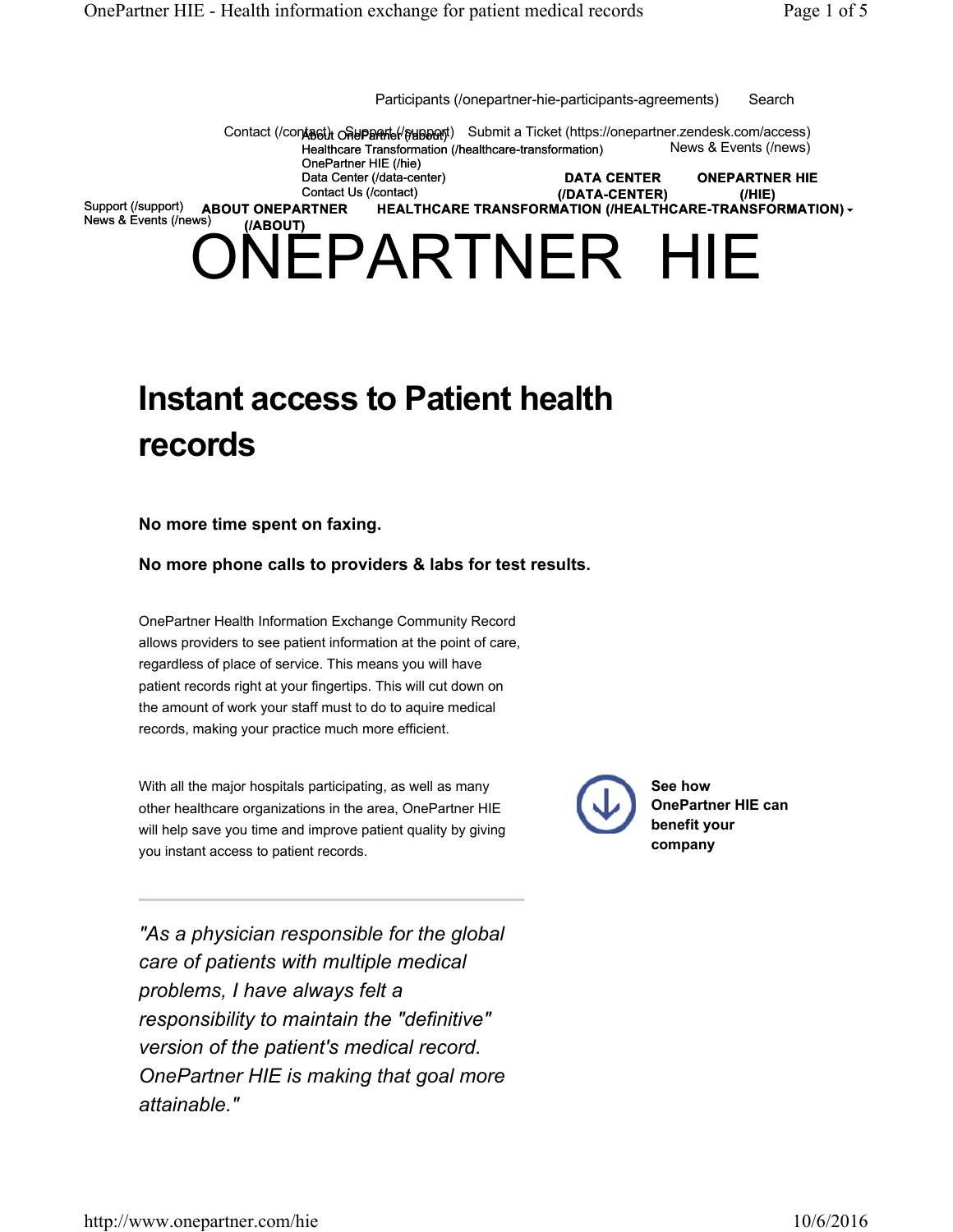Participants (/onepartner-hie-participants-agreements) Search

Contact (/contact) Support (/support) Submit a Ticket (https://onepartner.zendesk.com/access)

About OnePartner (/about)
Healthcare Transformation (/healthcare-transformation)
OnePartner HIE (/hie)
Data Center (/data-center)
Contact Us (/contact)

News & Events (/news)

Support (/support)
News & Events (/news)

**ABOUT ONEPARTNER (/ABOUT)** **HEALTHCARE TRANSFORMATION (/HEALTHCARE-TRANSFORMATION)** **DATA CENTER (/DATA-CENTER)** **ONEPARTNER HIE (/HIE)**

# ONEPARTNER HIE

## Instant access to Patient health records

**No more time spent on faxing.**

**No more phone calls to providers & labs for test results.**

OnePartner Health Information Exchange Community Record allows providers to see patient information at the point of care, regardless of place of service. This means you will have patient records right at your fingertips. This will cut down on the amount of work your staff must to do to aquire medical records, making your practice much more efficient.

With all the major hospitals participating, as well as many other healthcare organizations in the area, OnePartner HIE will help save you time and improve patient quality by giving you instant access to patient records.

**See how OnePartner HIE can benefit your company**

---

*"As a physician responsible for the global care of patients with multiple medical problems, I have always felt a responsibility to maintain the "definitive" version of the patient's medical record. OnePartner HIE is making that goal more attainable."*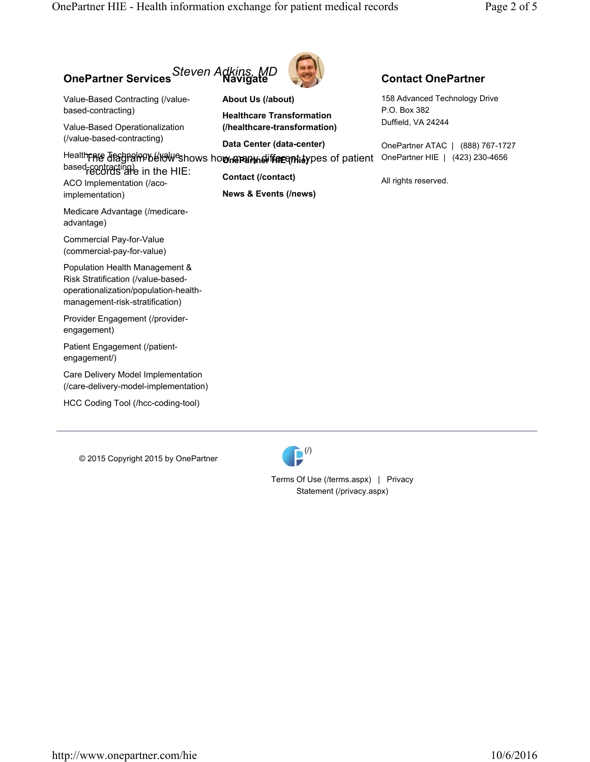*Steven Adkins, MD*

The diagram below shows how many different types of patient records are in the HIE:

## OnePartner Services

- Value-Based Contracting (/value-based-contracting)
- Value-Based Operationalization (/value-based-contracting)
- Healthcare Technology (/value-based-contracting)
- ACO Implementation (/aco-implementation)
- Medicare Advantage (/medicare-advantage)
- Commercial Pay-for-Value (commercial-pay-for-value)
- Population Health Management & Risk Stratification (/value-based-operationalization/population-health-management-risk-stratification)
- Provider Engagement (/provider-engagement)
- Patient Engagement (/patient-engagement/)
- Care Delivery Model Implementation (/care-delivery-model-implementation)
- HCC Coding Tool (/hcc-coding-tool)

## Navigate

- **About Us (/about)**
- **Healthcare Transformation (/healthcare-transformation)**
- **Data Center (data-center)**
- **OnePartner HIE (/hie)**
- **Contact (/contact)**
- **News & Events (/news)**

## Contact OnePartner

158 Advanced Technology Drive
P.O. Box 382
Duffield, VA 24244

OnePartner ATAC | (888) 767-1727
OnePartner HIE | (423) 230-4656

All rights reserved.

---

© 2015 Copyright 2015 by OnePartner

(/)

Terms Of Use (/terms.aspx) | Privacy Statement (/privacy.aspx)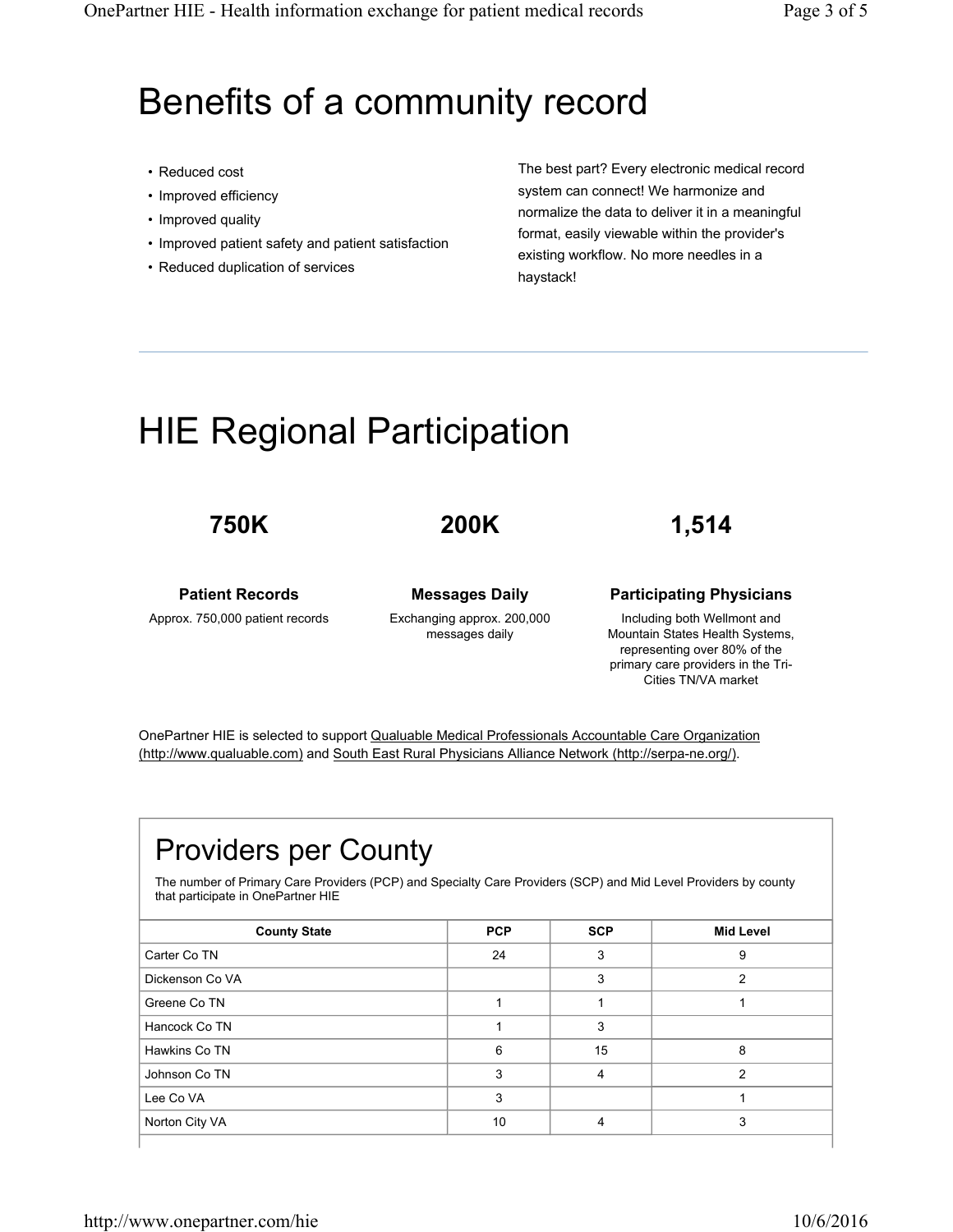# Benefits of a community record

- Reduced cost
- Improved efficiency
- Improved quality
- Improved patient safety and patient satisfaction
- Reduced duplication of services

The best part? Every electronic medical record system can connect! We harmonize and normalize the data to deliver it in a meaningful format, easily viewable within the provider's existing workflow. No more needles in a haystack!

# HIE Regional Participation

**750K**

**Patient Records**

Approx. 750,000 patient records

**200K**

**Messages Daily**

Exchanging approx. 200,000 messages daily

**1,514**

**Participating Physicians**

Including both Wellmont and Mountain States Health Systems, representing over 80% of the primary care providers in the Tri-Cities TN/VA market

OnePartner HIE is selected to support Qualuable Medical Professionals Accountable Care Organization (http://www.qualuable.com) and South East Rural Physicians Alliance Network (http://serpa-ne.org/).

## Providers per County

The number of Primary Care Providers (PCP) and Specialty Care Providers (SCP) and Mid Level Providers by county that participate in OnePartner HIE

| County State | PCP | SCP | Mid Level |
|---|---|---|---|
| Carter Co TN | 24 | 3 | 9 |
| Dickenson Co VA | | 3 | 2 |
| Greene Co TN | 1 | 1 | 1 |
| Hancock Co TN | 1 | 3 | |
| Hawkins Co TN | 6 | 15 | 8 |
| Johnson Co TN | 3 | 4 | 2 |
| Lee Co VA | 3 | | 1 |
| Norton City VA | 10 | 4 | 3 |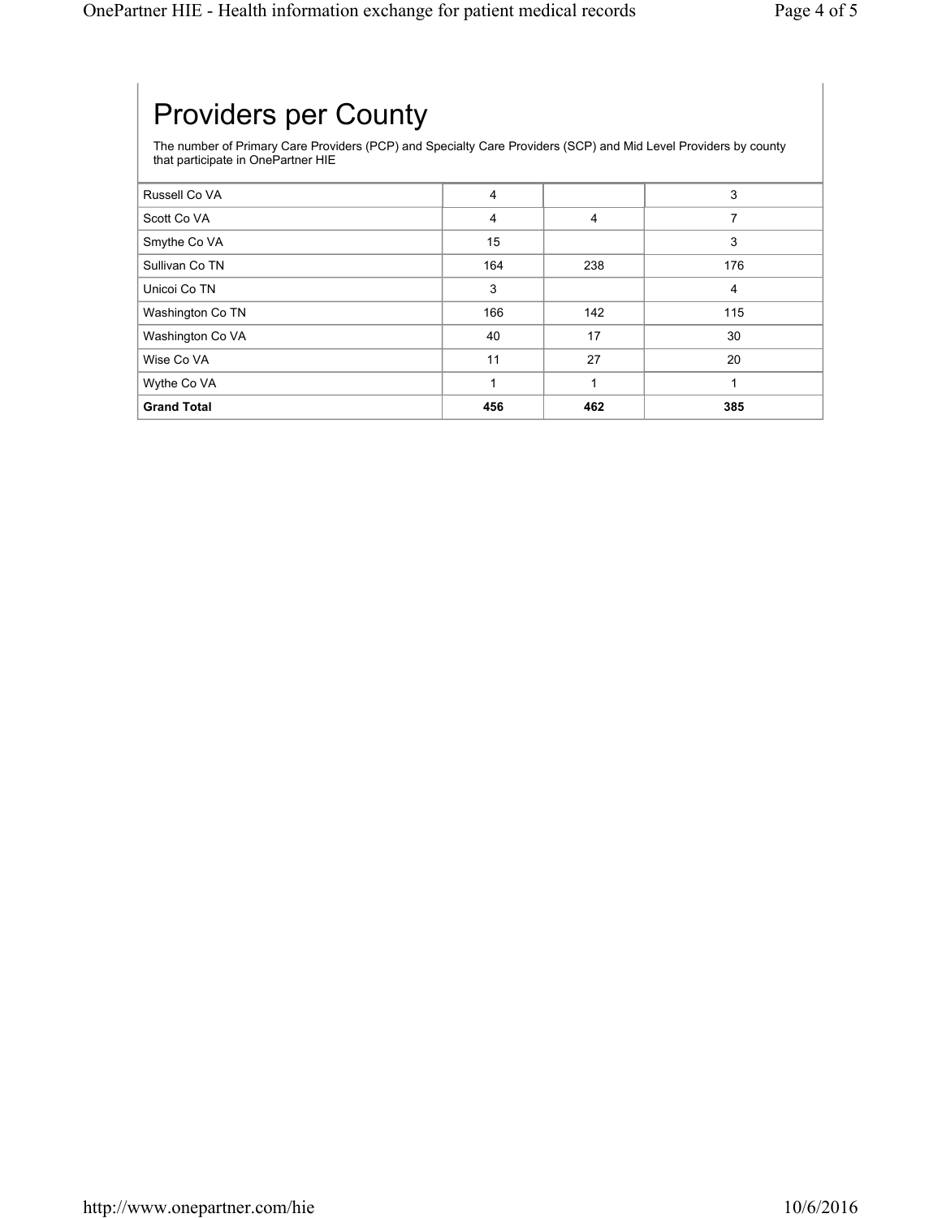# Providers per County

The number of Primary Care Providers (PCP) and Specialty Care Providers (SCP) and Mid Level Providers by county that participate in OnePartner HIE

| | | | |
|---|---|---|---|
| Russell Co VA | 4 | | 3 |
| Scott Co VA | 4 | 4 | 7 |
| Smythe Co VA | 15 | | 3 |
| Sullivan Co TN | 164 | 238 | 176 |
| Unicoi Co TN | 3 | | 4 |
| Washington Co TN | 166 | 142 | 115 |
| Washington Co VA | 40 | 17 | 30 |
| Wise Co VA | 11 | 27 | 20 |
| Wythe Co VA | 1 | 1 | 1 |
| **Grand Total** | **456** | **462** | **385** |